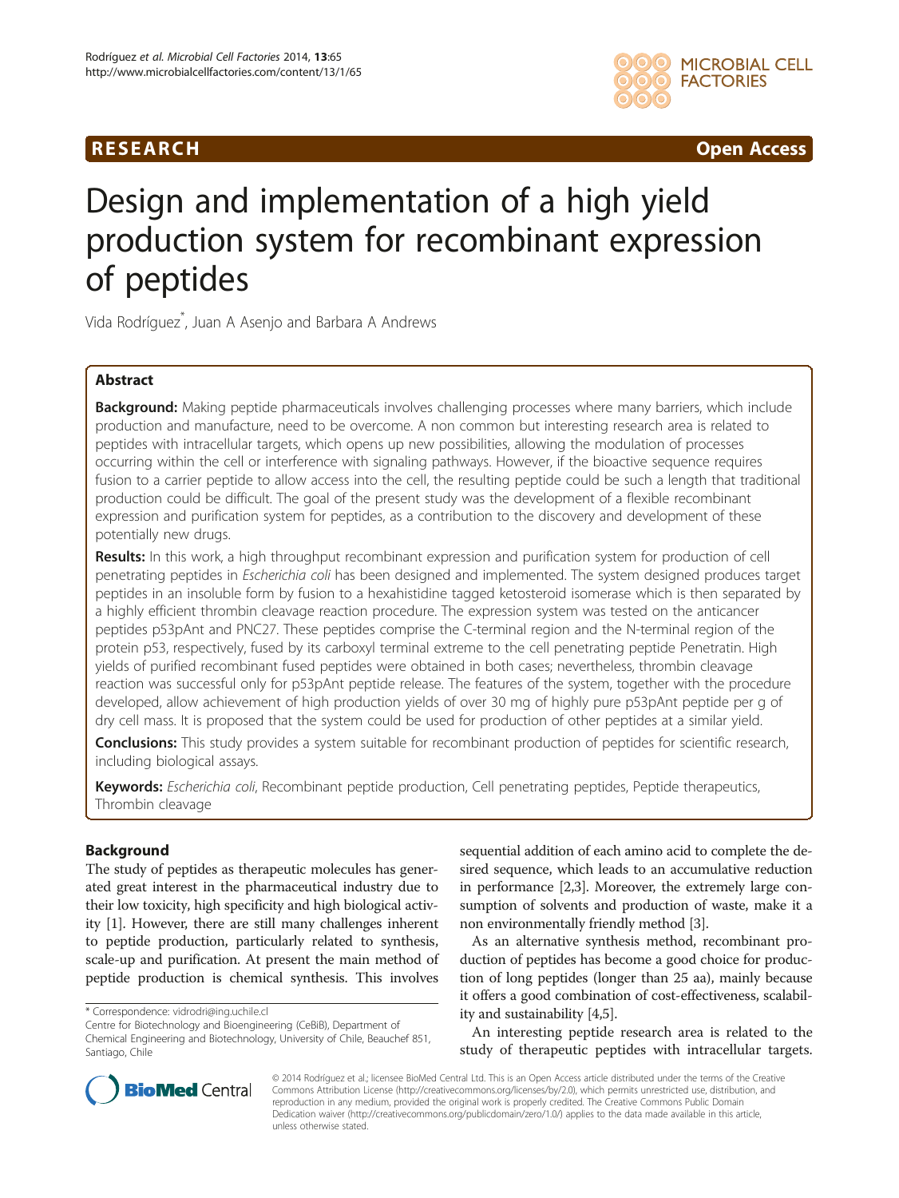RESEARCH Open Access

# Design and implementation of a high yield production system for recombinant expression of peptides

Vida Rodríguez*, Juan A Asenjo and Barbara A Andrews

## Abstract

**Background:** Making peptide pharmaceuticals involves challenging processes where many barriers, which include production and manufacture, need to be overcome. A non common but interesting research area is related to peptides with intracellular targets, which opens up new possibilities, allowing the modulation of processes occurring within the cell or interference with signaling pathways. However, if the bioactive sequence requires fusion to a carrier peptide to allow access into the cell, the resulting peptide could be such a length that traditional production could be difficult. The goal of the present study was the development of a flexible recombinant expression and purification system for peptides, as a contribution to the discovery and development of these potentially new drugs.

**Results:** In this work, a high throughput recombinant expression and purification system for production of cell penetrating peptides in *Escherichia coli* has been designed and implemented. The system designed produces target peptides in an insoluble form by fusion to a hexahistidine tagged ketosteroid isomerase which is then separated by a highly efficient thrombin cleavage reaction procedure. The expression system was tested on the anticancer peptides p53pAnt and PNC27. These peptides comprise the C-terminal region and the N-terminal region of the protein p53, respectively, fused by its carboxyl terminal extreme to the cell penetrating peptide Penetratin. High yields of purified recombinant fused peptides were obtained in both cases; nevertheless, thrombin cleavage reaction was successful only for p53pAnt peptide release. The features of the system, together with the procedure developed, allow achievement of high production yields of over 30 mg of highly pure p53pAnt peptide per g of dry cell mass. It is proposed that the system could be used for production of other peptides at a similar yield.

**Conclusions:** This study provides a system suitable for recombinant production of peptides for scientific research, including biological assays.

**Keywords:** *Escherichia coli*, Recombinant peptide production, Cell penetrating peptides, Peptide therapeutics, Thrombin cleavage

## Background

The study of peptides as therapeutic molecules has generated great interest in the pharmaceutical industry due to their low toxicity, high specificity and high biological activity [1]. However, there are still many challenges inherent to peptide production, particularly related to synthesis, scale-up and purification. At present the main method of peptide production is chemical synthesis. This involves sequential addition of each amino acid to complete the desired sequence, which leads to an accumulative reduction in performance [2,3]. Moreover, the extremely large consumption of solvents and production of waste, make it a non environmentally friendly method [3].

As an alternative synthesis method, recombinant production of peptides has become a good choice for production of long peptides (longer than 25 aa), mainly because it offers a good combination of cost-effectiveness, scalability and sustainability [4,5].

An interesting peptide research area is related to the study of therapeutic peptides with intracellular targets.

* Correspondence: vidrodri@ing.uchile.cl
Centre for Biotechnology and Bioengineering (CeBiB), Department of Chemical Engineering and Biotechnology, University of Chile, Beauchef 851, Santiago, Chile

© 2014 Rodríguez et al.; licensee BioMed Central Ltd. This is an Open Access article distributed under the terms of the Creative Commons Attribution License (http://creativecommons.org/licenses/by/2.0), which permits unrestricted use, distribution, and reproduction in any medium, provided the original work is properly credited. The Creative Commons Public Domain Dedication waiver (http://creativecommons.org/publicdomain/zero/1.0/) applies to the data made available in this article, unless otherwise stated.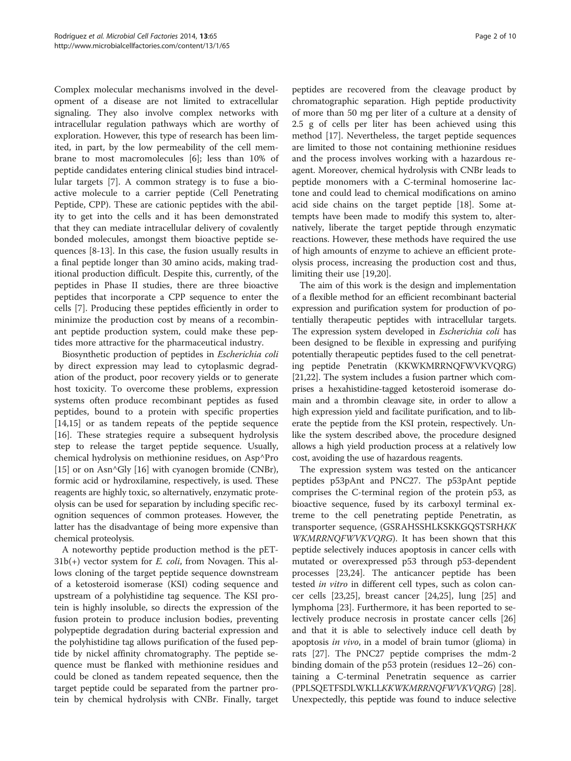Complex molecular mechanisms involved in the development of a disease are not limited to extracellular signaling. They also involve complex networks with intracellular regulation pathways which are worthy of exploration. However, this type of research has been limited, in part, by the low permeability of the cell membrane to most macromolecules [6]; less than 10% of peptide candidates entering clinical studies bind intracellular targets [7]. A common strategy is to fuse a bioactive molecule to a carrier peptide (Cell Penetrating Peptide, CPP). These are cationic peptides with the ability to get into the cells and it has been demonstrated that they can mediate intracellular delivery of covalently bonded molecules, amongst them bioactive peptide sequences [8-13]. In this case, the fusion usually results in a final peptide longer than 30 amino acids, making traditional production difficult. Despite this, currently, of the peptides in Phase II studies, there are three bioactive peptides that incorporate a CPP sequence to enter the cells [7]. Producing these peptides efficiently in order to minimize the production cost by means of a recombinant peptide production system, could make these peptides more attractive for the pharmaceutical industry.

Biosynthetic production of peptides in *Escherichia coli* by direct expression may lead to cytoplasmic degradation of the product, poor recovery yields or to generate host toxicity. To overcome these problems, expression systems often produce recombinant peptides as fused peptides, bound to a protein with specific properties [14,15] or as tandem repeats of the peptide sequence [16]. These strategies require a subsequent hydrolysis step to release the target peptide sequence. Usually, chemical hydrolysis on methionine residues, on Asp^Pro [15] or on Asn^Gly [16] with cyanogen bromide (CNBr), formic acid or hydroxilamine, respectively, is used. These reagents are highly toxic, so alternatively, enzymatic proteolysis can be used for separation by including specific recognition sequences of common proteases. However, the latter has the disadvantage of being more expensive than chemical proteolysis.

A noteworthy peptide production method is the pET-31b(+) vector system for *E. coli*, from Novagen. This allows cloning of the target peptide sequence downstream of a ketosteroid isomerase (KSI) coding sequence and upstream of a polyhistidine tag sequence. The KSI protein is highly insoluble, so directs the expression of the fusion protein to produce inclusion bodies, preventing polypeptide degradation during bacterial expression and the polyhistidine tag allows purification of the fused peptide by nickel affinity chromatography. The peptide sequence must be flanked with methionine residues and could be cloned as tandem repeated sequence, then the target peptide could be separated from the partner protein by chemical hydrolysis with CNBr. Finally, target peptides are recovered from the cleavage product by chromatographic separation. High peptide productivity of more than 50 mg per liter of a culture at a density of 2.5 g of cells per liter has been achieved using this method [17]. Nevertheless, the target peptide sequences are limited to those not containing methionine residues and the process involves working with a hazardous reagent. Moreover, chemical hydrolysis with CNBr leads to peptide monomers with a C-terminal homoserine lactone and could lead to chemical modifications on amino acid side chains on the target peptide [18]. Some attempts have been made to modify this system to, alternatively, liberate the target peptide through enzymatic reactions. However, these methods have required the use of high amounts of enzyme to achieve an efficient proteolysis process, increasing the production cost and thus, limiting their use [19,20].

The aim of this work is the design and implementation of a flexible method for an efficient recombinant bacterial expression and purification system for production of potentially therapeutic peptides with intracellular targets. The expression system developed in *Escherichia coli* has been designed to be flexible in expressing and purifying potentially therapeutic peptides fused to the cell penetrating peptide Penetratin (KKWKMRRNQFWVKVQRG) [21,22]. The system includes a fusion partner which comprises a hexahistidine-tagged ketosteroid isomerase domain and a thrombin cleavage site, in order to allow a high expression yield and facilitate purification, and to liberate the peptide from the KSI protein, respectively. Unlike the system described above, the procedure designed allows a high yield production process at a relatively low cost, avoiding the use of hazardous reagents.

The expression system was tested on the anticancer peptides p53pAnt and PNC27. The p53pAnt peptide comprises the C-terminal region of the protein p53, as bioactive sequence, fused by its carboxyl terminal extreme to the cell penetrating peptide Penetratin, as transporter sequence, (GSRAHSSHLKSKKGQSTSRH*KKWKMRRNQFWVKVQRG*). It has been shown that this peptide selectively induces apoptosis in cancer cells with mutated or overexpressed p53 through p53-dependent processes [23,24]. The anticancer peptide has been tested *in vitro* in different cell types, such as colon cancer cells [23,25], breast cancer [24,25], lung [25] and lymphoma [23]. Furthermore, it has been reported to selectively produce necrosis in prostate cancer cells [26] and that it is able to selectively induce cell death by apoptosis *in vivo*, in a model of brain tumor (glioma) in rats [27]. The PNC27 peptide comprises the mdm-2 binding domain of the p53 protein (residues 12–26) containing a C-terminal Penetratin sequence as carrier (PPLSQETFSDLWKLL*KKWKMRRNQFWVKVQRG*) [28]. Unexpectedly, this peptide was found to induce selective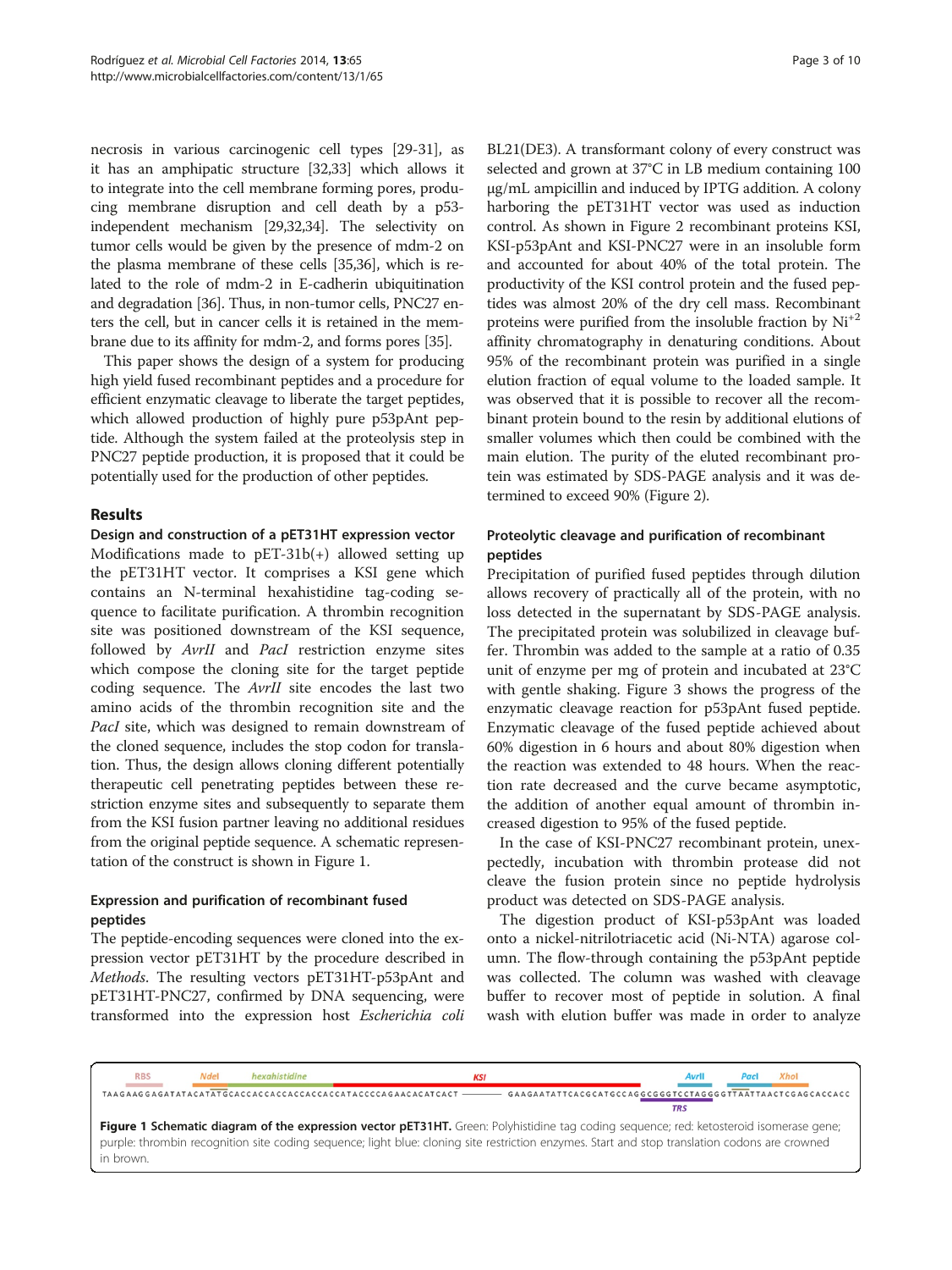necrosis in various carcinogenic cell types [29-31], as it has an amphipatic structure [32,33] which allows it to integrate into the cell membrane forming pores, producing membrane disruption and cell death by a p53-independent mechanism [29,32,34]. The selectivity on tumor cells would be given by the presence of mdm-2 on the plasma membrane of these cells [35,36], which is related to the role of mdm-2 in E-cadherin ubiquitination and degradation [36]. Thus, in non-tumor cells, PNC27 enters the cell, but in cancer cells it is retained in the membrane due to its affinity for mdm-2, and forms pores [35].

This paper shows the design of a system for producing high yield fused recombinant peptides and a procedure for efficient enzymatic cleavage to liberate the target peptides, which allowed production of highly pure p53pAnt peptide. Although the system failed at the proteolysis step in PNC27 peptide production, it is proposed that it could be potentially used for the production of other peptides.

## Results

### Design and construction of a pET31HT expression vector

Modifications made to pET-31b(+) allowed setting up the pET31HT vector. It comprises a KSI gene which contains an N-terminal hexahistidine tag-coding sequence to facilitate purification. A thrombin recognition site was positioned downstream of the KSI sequence, followed by *AvrII* and *PacI* restriction enzyme sites which compose the cloning site for the target peptide coding sequence. The *AvrII* site encodes the last two amino acids of the thrombin recognition site and the *PacI* site, which was designed to remain downstream of the cloned sequence, includes the stop codon for translation. Thus, the design allows cloning different potentially therapeutic cell penetrating peptides between these restriction enzyme sites and subsequently to separate them from the KSI fusion partner leaving no additional residues from the original peptide sequence. A schematic representation of the construct is shown in Figure 1.

### Expression and purification of recombinant fused peptides

The peptide-encoding sequences were cloned into the expression vector pET31HT by the procedure described in *Methods*. The resulting vectors pET31HT-p53pAnt and pET31HT-PNC27, confirmed by DNA sequencing, were transformed into the expression host *Escherichia coli* BL21(DE3). A transformant colony of every construct was selected and grown at 37°C in LB medium containing 100 μg/mL ampicillin and induced by IPTG addition. A colony harboring the pET31HT vector was used as induction control. As shown in Figure 2 recombinant proteins KSI, KSI-p53pAnt and KSI-PNC27 were in an insoluble form and accounted for about 40% of the total protein. The productivity of the KSI control protein and the fused peptides was almost 20% of the dry cell mass. Recombinant proteins were purified from the insoluble fraction by $Ni^{+2}$ affinity chromatography in denaturing conditions. About 95% of the recombinant protein was purified in a single elution fraction of equal volume to the loaded sample. It was observed that it is possible to recover all the recombinant protein bound to the resin by additional elutions of smaller volumes which then could be combined with the main elution. The purity of the eluted recombinant protein was estimated by SDS-PAGE analysis and it was determined to exceed 90% (Figure 2).

### Proteolytic cleavage and purification of recombinant peptides

Precipitation of purified fused peptides through dilution allows recovery of practically all of the protein, with no loss detected in the supernatant by SDS-PAGE analysis. The precipitated protein was solubilized in cleavage buffer. Thrombin was added to the sample at a ratio of 0.35 unit of enzyme per mg of protein and incubated at 23°C with gentle shaking. Figure 3 shows the progress of the enzymatic cleavage reaction for p53pAnt fused peptide. Enzymatic cleavage of the fused peptide achieved about 60% digestion in 6 hours and about 80% digestion when the reaction was extended to 48 hours. When the reaction rate decreased and the curve became asymptotic, the addition of another equal amount of thrombin increased digestion to 95% of the fused peptide.

In the case of KSI-PNC27 recombinant protein, unexpectedly, incubation with thrombin protease did not cleave the fusion protein since no peptide hydrolysis product was detected on SDS-PAGE analysis.

The digestion product of KSI-p53pAnt was loaded onto a nickel-nitrilotriacetic acid (Ni-NTA) agarose column. The flow-through containing the p53pAnt peptide was collected. The column was washed with cleavage buffer to recover most of peptide in solution. A final wash with elution buffer was made in order to analyze

RBS NdeI hexahistidine KSI AvrII PacI XhoI

TAAGAAGGAGATATACATATGCACCACCACCACCACCACCATACCCCAGAACACATCACT ——— GAAGAATATTCACGCATGCCAGGCGGGTCCTAGGGGTTAATTAACTCGAGCACCACC

TRS

**Figure 1 Schematic diagram of the expression vector pET31HT.** Green: Polyhistidine tag coding sequence; red: ketosteroid isomerase gene; purple: thrombin recognition site coding sequence; light blue: cloning site restriction enzymes. Start and stop translation codons are crowned in brown.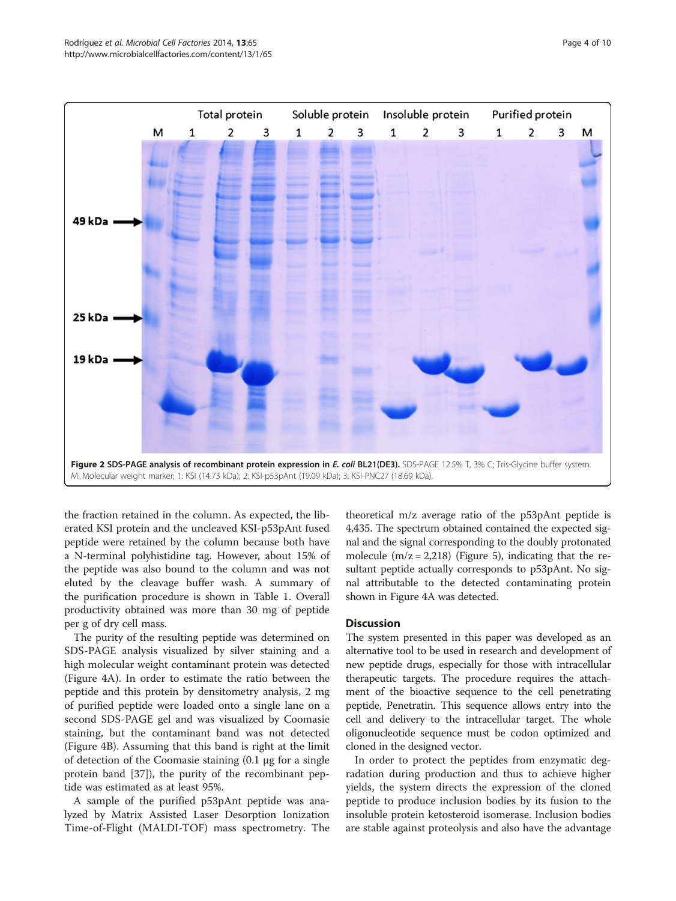**Figure 2 SDS-PAGE analysis of recombinant protein expression in *E. coli* BL21(DE3).** SDS-PAGE 12.5% T, 3% C; Tris-Glycine buffer system. M: Molecular weight marker; 1: KSI (14.73 kDa); 2: KSI-p53pAnt (19.09 kDa); 3: KSI-PNC27 (18.69 kDa).

the fraction retained in the column. As expected, the liberated KSI protein and the uncleaved KSI-p53pAnt fused peptide were retained by the column because both have a N-terminal polyhistidine tag. However, about 15% of the peptide was also bound to the column and was not eluted by the cleavage buffer wash. A summary of the purification procedure is shown in Table 1. Overall productivity obtained was more than 30 mg of peptide per g of dry cell mass.

The purity of the resulting peptide was determined on SDS-PAGE analysis visualized by silver staining and a high molecular weight contaminant protein was detected (Figure 4A). In order to estimate the ratio between the peptide and this protein by densitometry analysis, 2 mg of purified peptide were loaded onto a single lane on a second SDS-PAGE gel and was visualized by Coomasie staining, but the contaminant band was not detected (Figure 4B). Assuming that this band is right at the limit of detection of the Coomasie staining (0.1 μg for a single protein band [37]), the purity of the recombinant peptide was estimated as at least 95%.

A sample of the purified p53pAnt peptide was analyzed by Matrix Assisted Laser Desorption Ionization Time-of-Flight (MALDI-TOF) mass spectrometry. The theoretical m/z average ratio of the p53pAnt peptide is 4,435. The spectrum obtained contained the expected signal and the signal corresponding to the doubly protonated molecule (m/z = 2,218) (Figure 5), indicating that the resultant peptide actually corresponds to p53pAnt. No signal attributable to the detected contaminating protein shown in Figure 4A was detected.

## Discussion

The system presented in this paper was developed as an alternative tool to be used in research and development of new peptide drugs, especially for those with intracellular therapeutic targets. The procedure requires the attachment of the bioactive sequence to the cell penetrating peptide, Penetratin. This sequence allows entry into the cell and delivery to the intracellular target. The whole oligonucleotide sequence must be codon optimized and cloned in the designed vector.

In order to protect the peptides from enzymatic degradation during production and thus to achieve higher yields, the system directs the expression of the cloned peptide to produce inclusion bodies by its fusion to the insoluble protein ketosteroid isomerase. Inclusion bodies are stable against proteolysis and also have the advantage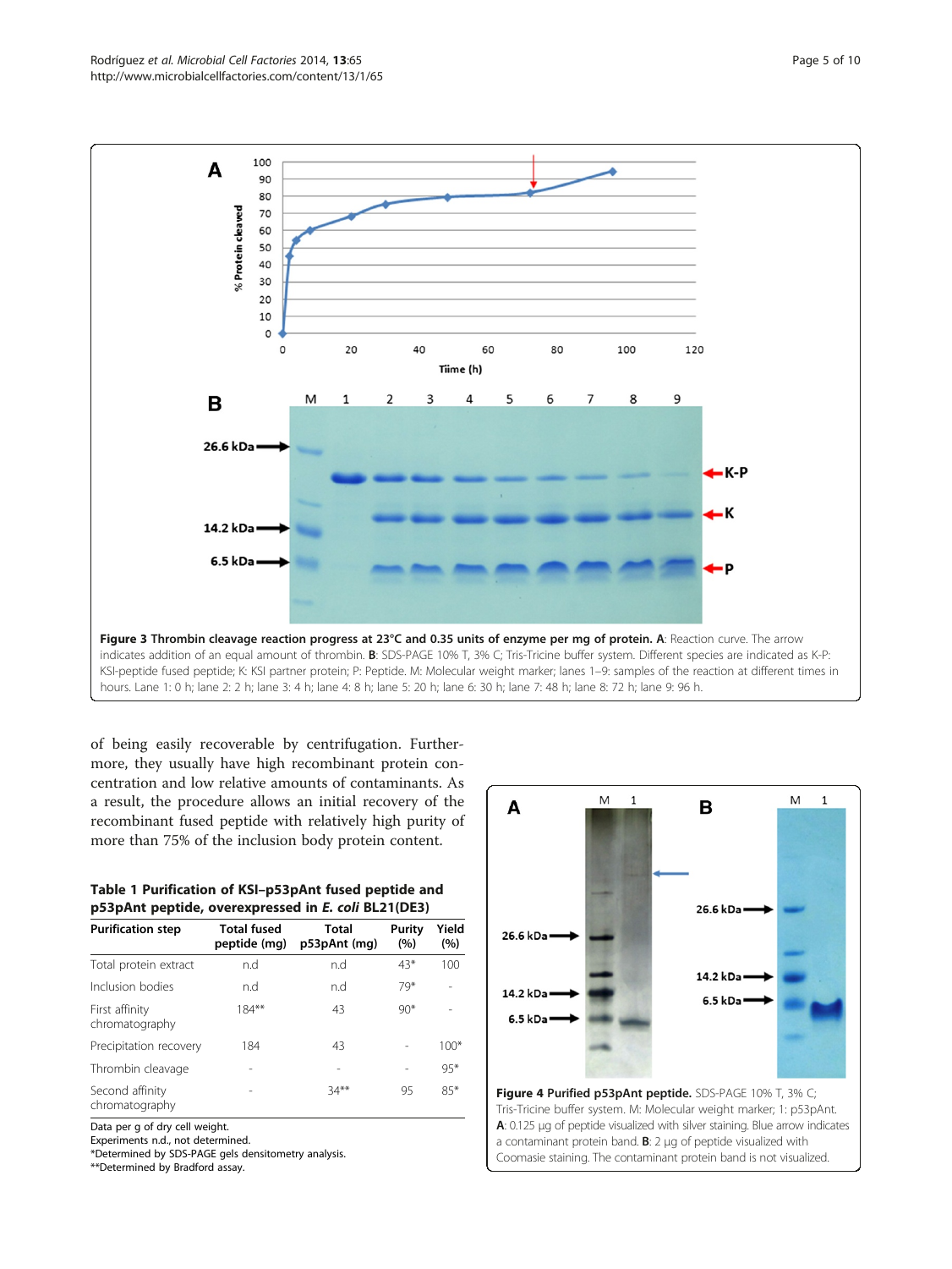**Figure 3 Thrombin cleavage reaction progress at 23°C and 0.35 units of enzyme per mg of protein. A**: Reaction curve. The arrow indicates addition of an equal amount of thrombin. **B**: SDS-PAGE 10% T, 3% C; Tris-Tricine buffer system. Different species are indicated as K-P: KSI-peptide fused peptide; K: KSI partner protein; P: Peptide. M: Molecular weight marker; lanes 1–9: samples of the reaction at different times in hours. Lane 1: 0 h; lane 2: 2 h; lane 3: 4 h; lane 4: 8 h; lane 5: 20 h; lane 6: 30 h; lane 7: 48 h; lane 8: 72 h; lane 9: 96 h.

of being easily recoverable by centrifugation. Furthermore, they usually have high recombinant protein concentration and low relative amounts of contaminants. As a result, the procedure allows an initial recovery of the recombinant fused peptide with relatively high purity of more than 75% of the inclusion body protein content.

**Table 1 Purification of KSI–p53pAnt fused peptide and p53pAnt peptide, overexpressed in *E. coli* BL21(DE3)**

| Purification step | Total fused peptide (mg) | Total p53pAnt (mg) | Purity (%) | Yield (%) |
|---|---|---|---|---|
| Total protein extract | n.d | n.d | 43* | 100 |
| Inclusion bodies | n.d | n.d | 79* | - |
| First affinity chromatography | 184** | 43 | 90* | - |
| Precipitation recovery | 184 | 43 | - | 100* |
| Thrombin cleavage | - | - | - | 95* |
| Second affinity chromatography | - | 34** | 95 | 85* |

Data per g of dry cell weight.
Experiments n.d., not determined.
*Determined by SDS-PAGE gels densitometry analysis.
**Determined by Bradford assay.

**Figure 4 Purified p53pAnt peptide.** SDS-PAGE 10% T, 3% C; Tris-Tricine buffer system. M: Molecular weight marker; 1: p53pAnt. **A**: 0.125 μg of peptide visualized with silver staining. Blue arrow indicates a contaminant protein band. **B**: 2 μg of peptide visualized with Coomasie staining. The contaminant protein band is not visualized.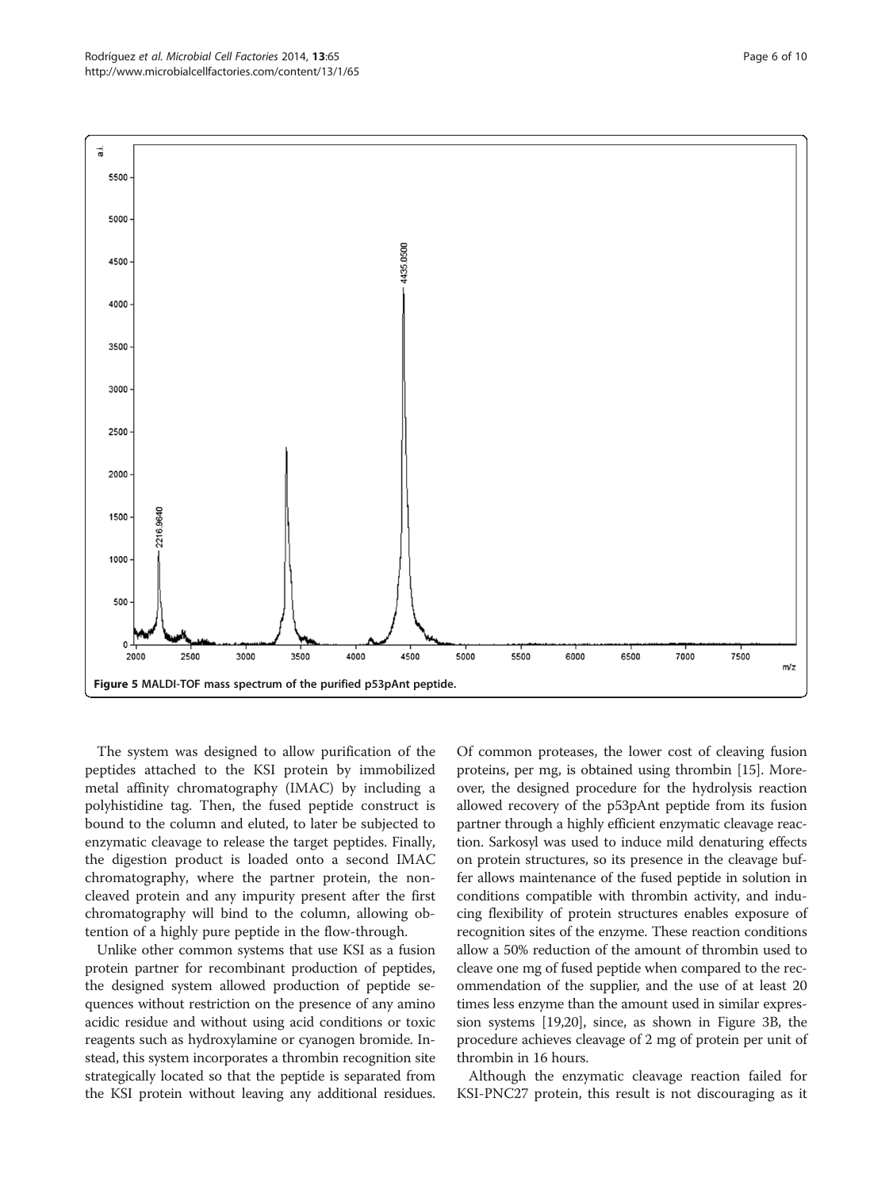Figure 5 MALDI-TOF mass spectrum of the purified p53pAnt peptide.

The system was designed to allow purification of the peptides attached to the KSI protein by immobilized metal affinity chromatography (IMAC) by including a polyhistidine tag. Then, the fused peptide construct is bound to the column and eluted, to later be subjected to enzymatic cleavage to release the target peptides. Finally, the digestion product is loaded onto a second IMAC chromatography, where the partner protein, the non-cleaved protein and any impurity present after the first chromatography will bind to the column, allowing obtention of a highly pure peptide in the flow-through.

Unlike other common systems that use KSI as a fusion protein partner for recombinant production of peptides, the designed system allowed production of peptide sequences without restriction on the presence of any amino acidic residue and without using acid conditions or toxic reagents such as hydroxylamine or cyanogen bromide. Instead, this system incorporates a thrombin recognition site strategically located so that the peptide is separated from the KSI protein without leaving any additional residues. Of common proteases, the lower cost of cleaving fusion proteins, per mg, is obtained using thrombin [15]. Moreover, the designed procedure for the hydrolysis reaction allowed recovery of the p53pAnt peptide from its fusion partner through a highly efficient enzymatic cleavage reaction. Sarkosyl was used to induce mild denaturing effects on protein structures, so its presence in the cleavage buffer allows maintenance of the fused peptide in solution in conditions compatible with thrombin activity, and inducing flexibility of protein structures enables exposure of recognition sites of the enzyme. These reaction conditions allow a 50% reduction of the amount of thrombin used to cleave one mg of fused peptide when compared to the recommendation of the supplier, and the use of at least 20 times less enzyme than the amount used in similar expression systems [19,20], since, as shown in Figure 3B, the procedure achieves cleavage of 2 mg of protein per unit of thrombin in 16 hours.

Although the enzymatic cleavage reaction failed for KSI-PNC27 protein, this result is not discouraging as it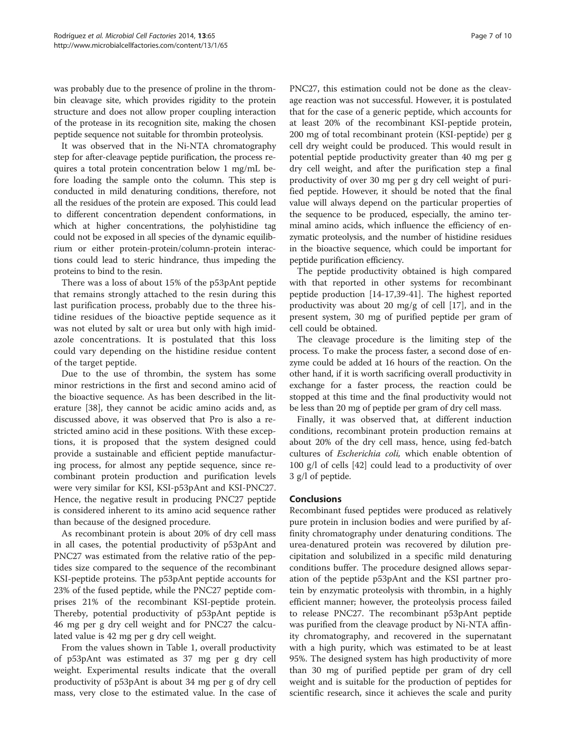was probably due to the presence of proline in the thrombin cleavage site, which provides rigidity to the protein structure and does not allow proper coupling interaction of the protease in its recognition site, making the chosen peptide sequence not suitable for thrombin proteolysis.

It was observed that in the Ni-NTA chromatography step for after-cleavage peptide purification, the process requires a total protein concentration below 1 mg/mL before loading the sample onto the column. This step is conducted in mild denaturing conditions, therefore, not all the residues of the protein are exposed. This could lead to different concentration dependent conformations, in which at higher concentrations, the polyhistidine tag could not be exposed in all species of the dynamic equilibrium or either protein-protein/column-protein interactions could lead to steric hindrance, thus impeding the proteins to bind to the resin.

There was a loss of about 15% of the p53pAnt peptide that remains strongly attached to the resin during this last purification process, probably due to the three histidine residues of the bioactive peptide sequence as it was not eluted by salt or urea but only with high imidazole concentrations. It is postulated that this loss could vary depending on the histidine residue content of the target peptide.

Due to the use of thrombin, the system has some minor restrictions in the first and second amino acid of the bioactive sequence. As has been described in the literature [38], they cannot be acidic amino acids and, as discussed above, it was observed that Pro is also a restricted amino acid in these positions. With these exceptions, it is proposed that the system designed could provide a sustainable and efficient peptide manufacturing process, for almost any peptide sequence, since recombinant protein production and purification levels were very similar for KSI, KSI-p53pAnt and KSI-PNC27. Hence, the negative result in producing PNC27 peptide is considered inherent to its amino acid sequence rather than because of the designed procedure.

As recombinant protein is about 20% of dry cell mass in all cases, the potential productivity of p53pAnt and PNC27 was estimated from the relative ratio of the peptides size compared to the sequence of the recombinant KSI-peptide proteins. The p53pAnt peptide accounts for 23% of the fused peptide, while the PNC27 peptide comprises 21% of the recombinant KSI-peptide protein. Thereby, potential productivity of p53pAnt peptide is 46 mg per g dry cell weight and for PNC27 the calculated value is 42 mg per g dry cell weight.

From the values shown in Table 1, overall productivity of p53pAnt was estimated as 37 mg per g dry cell weight. Experimental results indicate that the overall productivity of p53pAnt is about 34 mg per g of dry cell mass, very close to the estimated value. In the case of PNC27, this estimation could not be done as the cleavage reaction was not successful. However, it is postulated that for the case of a generic peptide, which accounts for at least 20% of the recombinant KSI-peptide protein, 200 mg of total recombinant protein (KSI-peptide) per g cell dry weight could be produced. This would result in potential peptide productivity greater than 40 mg per g dry cell weight, and after the purification step a final productivity of over 30 mg per g dry cell weight of purified peptide. However, it should be noted that the final value will always depend on the particular properties of the sequence to be produced, especially, the amino terminal amino acids, which influence the efficiency of enzymatic proteolysis, and the number of histidine residues in the bioactive sequence, which could be important for peptide purification efficiency.

The peptide productivity obtained is high compared with that reported in other systems for recombinant peptide production [14-17,39-41]. The highest reported productivity was about 20 mg/g of cell [17], and in the present system, 30 mg of purified peptide per gram of cell could be obtained.

The cleavage procedure is the limiting step of the process. To make the process faster, a second dose of enzyme could be added at 16 hours of the reaction. On the other hand, if it is worth sacrificing overall productivity in exchange for a faster process, the reaction could be stopped at this time and the final productivity would not be less than 20 mg of peptide per gram of dry cell mass.

Finally, it was observed that, at different induction conditions, recombinant protein production remains at about 20% of the dry cell mass, hence, using fed-batch cultures of *Escherichia coli,* which enable obtention of 100 g/l of cells [42] could lead to a productivity of over 3 g/l of peptide.

## Conclusions

Recombinant fused peptides were produced as relatively pure protein in inclusion bodies and were purified by affinity chromatography under denaturing conditions. The urea-denatured protein was recovered by dilution precipitation and solubilized in a specific mild denaturing conditions buffer. The procedure designed allows separation of the peptide p53pAnt and the KSI partner protein by enzymatic proteolysis with thrombin, in a highly efficient manner; however, the proteolysis process failed to release PNC27. The recombinant p53pAnt peptide was purified from the cleavage product by Ni-NTA affinity chromatography, and recovered in the supernatant with a high purity, which was estimated to be at least 95%. The designed system has high productivity of more than 30 mg of purified peptide per gram of dry cell weight and is suitable for the production of peptides for scientific research, since it achieves the scale and purity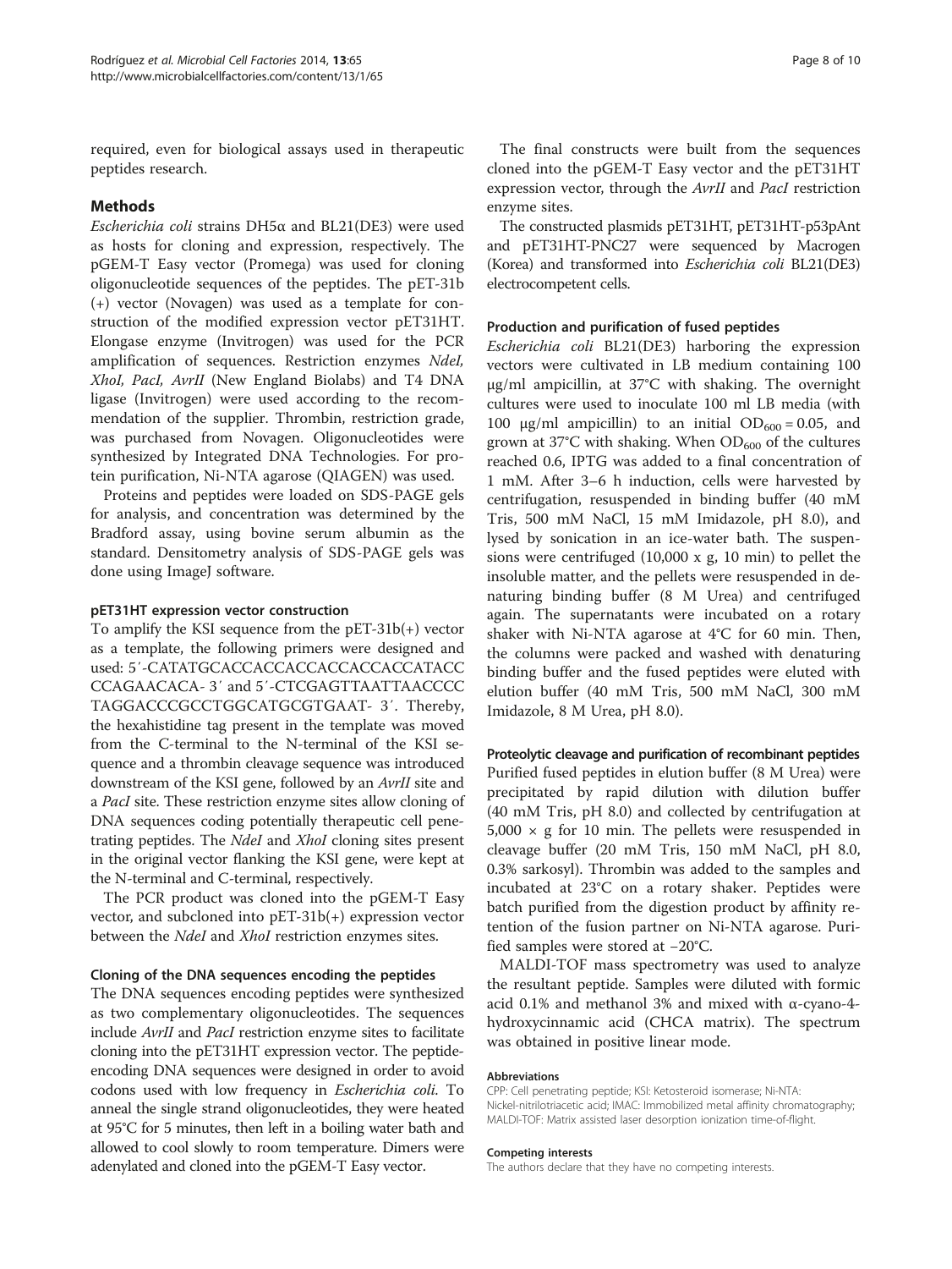required, even for biological assays used in therapeutic peptides research.

## Methods

*Escherichia coli* strains DH5α and BL21(DE3) were used as hosts for cloning and expression, respectively. The pGEM-T Easy vector (Promega) was used for cloning oligonucleotide sequences of the peptides. The pET-31b (+) vector (Novagen) was used as a template for construction of the modified expression vector pET31HT. Elongase enzyme (Invitrogen) was used for the PCR amplification of sequences. Restriction enzymes *NdeI, XhoI, PacI, AvrII* (New England Biolabs) and T4 DNA ligase (Invitrogen) were used according to the recommendation of the supplier. Thrombin, restriction grade, was purchased from Novagen. Oligonucleotides were synthesized by Integrated DNA Technologies. For protein purification, Ni-NTA agarose (QIAGEN) was used.

Proteins and peptides were loaded on SDS-PAGE gels for analysis, and concentration was determined by the Bradford assay, using bovine serum albumin as the standard. Densitometry analysis of SDS-PAGE gels was done using ImageJ software.

### pET31HT expression vector construction

To amplify the KSI sequence from the pET-31b(+) vector as a template, the following primers were designed and used: 5′-CATATGCACCACCACCACCACCACCATACCCCAGAACACA- 3′ and 5′-CTCGAGTTAATTAACCCCTAGGACCCGCCTGGCATGCGTGAAT- 3′. Thereby, the hexahistidine tag present in the template was moved from the C-terminal to the N-terminal of the KSI sequence and a thrombin cleavage sequence was introduced downstream of the KSI gene, followed by an *AvrII* site and a *PacI* site. These restriction enzyme sites allow cloning of DNA sequences coding potentially therapeutic cell penetrating peptides. The *NdeI* and *XhoI* cloning sites present in the original vector flanking the KSI gene, were kept at the N-terminal and C-terminal, respectively.

The PCR product was cloned into the pGEM-T Easy vector, and subcloned into pET-31b(+) expression vector between the *NdeI* and *XhoI* restriction enzymes sites.

### Cloning of the DNA sequences encoding the peptides

The DNA sequences encoding peptides were synthesized as two complementary oligonucleotides. The sequences include *AvrII* and *PacI* restriction enzyme sites to facilitate cloning into the pET31HT expression vector. The peptide-encoding DNA sequences were designed in order to avoid codons used with low frequency in *Escherichia coli*. To anneal the single strand oligonucleotides, they were heated at 95°C for 5 minutes, then left in a boiling water bath and allowed to cool slowly to room temperature. Dimers were adenylated and cloned into the pGEM-T Easy vector.

The final constructs were built from the sequences cloned into the pGEM-T Easy vector and the pET31HT expression vector, through the *AvrII* and *PacI* restriction enzyme sites.

The constructed plasmids pET31HT, pET31HT-p53pAnt and pET31HT-PNC27 were sequenced by Macrogen (Korea) and transformed into *Escherichia coli* BL21(DE3) electrocompetent cells.

### Production and purification of fused peptides

*Escherichia coli* BL21(DE3) harboring the expression vectors were cultivated in LB medium containing 100 μg/ml ampicillin, at 37°C with shaking. The overnight cultures were used to inoculate 100 ml LB media (with 100 μg/ml ampicillin) to an initial $OD_{600} = 0.05$, and grown at 37°C with shaking. When $OD_{600}$ of the cultures reached 0.6, IPTG was added to a final concentration of 1 mM. After 3–6 h induction, cells were harvested by centrifugation, resuspended in binding buffer (40 mM Tris, 500 mM NaCl, 15 mM Imidazole, pH 8.0), and lysed by sonication in an ice-water bath. The suspensions were centrifuged (10,000 x g, 10 min) to pellet the insoluble matter, and the pellets were resuspended in denaturing binding buffer (8 M Urea) and centrifuged again. The supernatants were incubated on a rotary shaker with Ni-NTA agarose at 4°C for 60 min. Then, the columns were packed and washed with denaturing binding buffer and the fused peptides were eluted with elution buffer (40 mM Tris, 500 mM NaCl, 300 mM Imidazole, 8 M Urea, pH 8.0).

### Proteolytic cleavage and purification of recombinant peptides

Purified fused peptides in elution buffer (8 M Urea) were precipitated by rapid dilution with dilution buffer (40 mM Tris, pH 8.0) and collected by centrifugation at 5,000 × g for 10 min. The pellets were resuspended in cleavage buffer (20 mM Tris, 150 mM NaCl, pH 8.0, 0.3% sarkosyl). Thrombin was added to the samples and incubated at 23°C on a rotary shaker. Peptides were batch purified from the digestion product by affinity retention of the fusion partner on Ni-NTA agarose. Purified samples were stored at −20°C.

MALDI-TOF mass spectrometry was used to analyze the resultant peptide. Samples were diluted with formic acid 0.1% and methanol 3% and mixed with α-cyano-4-hydroxycinnamic acid (CHCA matrix). The spectrum was obtained in positive linear mode.

#### Abbreviations

CPP: Cell penetrating peptide; KSI: Ketosteroid isomerase; Ni-NTA: Nickel-nitrilotriacetic acid; IMAC: Immobilized metal affinity chromatography; MALDI-TOF: Matrix assisted laser desorption ionization time-of-flight.

#### Competing interests

The authors declare that they have no competing interests.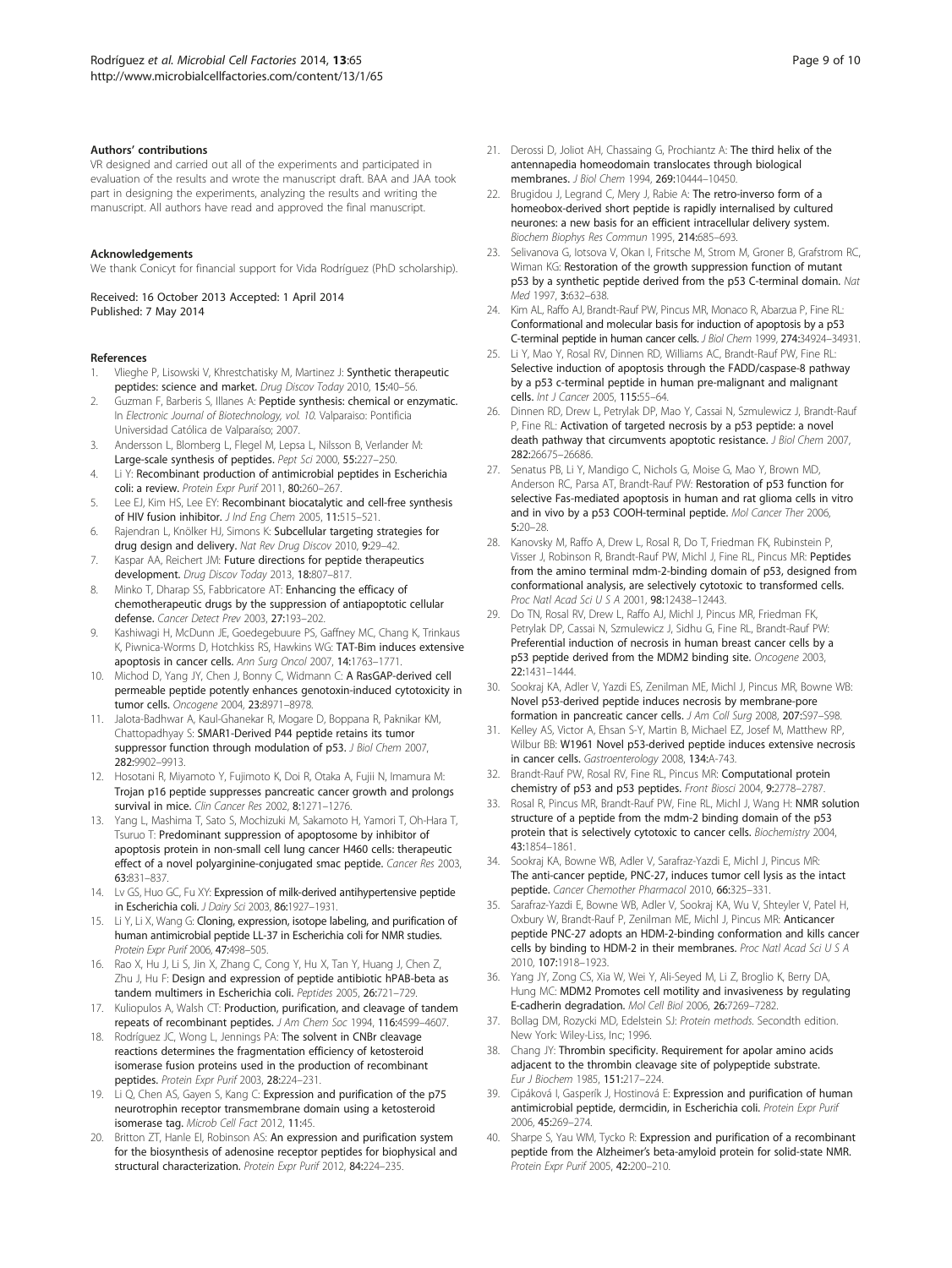### Authors' contributions

VR designed and carried out all of the experiments and participated in evaluation of the results and wrote the manuscript draft. BAA and JAA took part in designing the experiments, analyzing the results and writing the manuscript. All authors have read and approved the final manuscript.

### Acknowledgements

We thank Conicyt for financial support for Vida Rodríguez (PhD scholarship).

Received: 16 October 2013 Accepted: 1 April 2014
Published: 7 May 2014

### References

1. Vlieghe P, Lisowski V, Khrestchatisky M, Martinez J: **Synthetic therapeutic peptides: science and market.** *Drug Discov Today* 2010, **15:**40–56.
2. Guzman F, Barberis S, Illanes A: **Peptide synthesis: chemical or enzymatic.** In *Electronic Journal of Biotechnology, vol. 10.* Valparaiso: Pontificia Universidad Católica de Valparaíso; 2007.
3. Andersson L, Blomberg L, Flegel M, Lepsa L, Nilsson B, Verlander M: **Large-scale synthesis of peptides.** *Pept Sci* 2000, **55:**227–250.
4. Li Y: **Recombinant production of antimicrobial peptides in Escherichia coli: a review.** *Protein Expr Purif* 2011, **80:**260–267.
5. Lee EJ, Kim HS, Lee EY: **Recombinant biocatalytic and cell-free synthesis of HIV fusion inhibitor.** *J Ind Eng Chem* 2005, **11:**515–521.
6. Rajendran L, Knölker HJ, Simons K: **Subcellular targeting strategies for drug design and delivery.** *Nat Rev Drug Discov* 2010, **9:**29–42.
7. Kaspar AA, Reichert JM: **Future directions for peptide therapeutics development.** *Drug Discov Today* 2013, **18:**807–817.
8. Minko T, Dharap SS, Fabbricatore AT: **Enhancing the efficacy of chemotherapeutic drugs by the suppression of antiapoptotic cellular defense.** *Cancer Detect Prev* 2003, **27:**193–202.
9. Kashiwagi H, McDunn JE, Goedegebuure PS, Gaffney MC, Chang K, Trinkaus K, Piwnica-Worms D, Hotchkiss RS, Hawkins WG: **TAT-Bim induces extensive apoptosis in cancer cells.** *Ann Surg Oncol* 2007, **14:**1763–1771.
10. Michod D, Yang JY, Chen J, Bonny C, Widmann C: **A RasGAP-derived cell permeable peptide potently enhances genotoxin-induced cytotoxicity in tumor cells.** *Oncogene* 2004, **23:**8971–8978.
11. Jalota-Badhwar A, Kaul-Ghanekar R, Mogare D, Boppana R, Paknikar KM, Chattopadhyay S: **SMAR1-Derived P44 peptide retains its tumor suppressor function through modulation of p53.** *J Biol Chem* 2007, **282:**9902–9913.
12. Hosotani R, Miyamoto Y, Fujimoto K, Doi R, Otaka A, Fujii N, Imamura M: **Trojan p16 peptide suppresses pancreatic cancer growth and prolongs survival in mice.** *Clin Cancer Res* 2002, **8:**1271–1276.
13. Yang L, Mashima T, Sato S, Mochizuki M, Sakamoto H, Yamori T, Oh-Hara T, Tsuruo T: **Predominant suppression of apoptosome by inhibitor of apoptosis protein in non-small cell lung cancer H460 cells: therapeutic effect of a novel polyarginine-conjugated smac peptide.** *Cancer Res* 2003, **63:**831–837.
14. Lv GS, Huo GC, Fu XY: **Expression of milk-derived antihypertensive peptide in Escherichia coli.** *J Dairy Sci* 2003, **86:**1927–1931.
15. Li Y, Li X, Wang G: **Cloning, expression, isotope labeling, and purification of human antimicrobial peptide LL-37 in Escherichia coli for NMR studies.** *Protein Expr Purif* 2006, **47:**498–505.
16. Rao X, Hu J, Li S, Jin X, Zhang C, Cong Y, Hu X, Tan Y, Huang J, Chen Z, Zhu J, Hu F: **Design and expression of peptide antibiotic hPAB-beta as tandem multimers in Escherichia coli.** *Peptides* 2005, **26:**721–729.
17. Kuliopulos A, Walsh CT: **Production, purification, and cleavage of tandem repeats of recombinant peptides.** *J Am Chem Soc* 1994, **116:**4599–4607.
18. Rodriguez JC, Wong L, Jennings PA: **The solvent in CNBr cleavage reactions determines the fragmentation efficiency of ketosteroid isomerase fusion proteins used in the production of recombinant peptides.** *Protein Expr Purif* 2003, **28:**224–231.
19. Li Q, Chen AS, Gayen S, Kang C: **Expression and purification of the p75 neurotrophin receptor transmembrane domain using a ketosteroid isomerase tag.** *Microb Cell Fact* 2012, **11:**45.
20. Britton ZT, Hanle EI, Robinson AS: **An expression and purification system for the biosynthesis of adenosine receptor peptides for biophysical and structural characterization.** *Protein Expr Purif* 2012, **84:**224–235.
21. Derossi D, Joliot AH, Chassaing G, Prochiantz A: **The third helix of the antennapedia homeodomain translocates through biological membranes.** *J Biol Chem* 1994, **269:**10444–10450.
22. Brugidou J, Legrand C, Mery J, Rabie A: **The retro-inverso form of a homeobox-derived short peptide is rapidly internalised by cultured neurones: a new basis for an efficient intracellular delivery system.** *Biochem Biophys Res Commun* 1995, **214:**685–693.
23. Selivanova G, Iotsova V, Okan I, Fritsche M, Strom M, Groner B, Grafstrom RC, Wiman KG: **Restoration of the growth suppression function of mutant p53 by a synthetic peptide derived from the p53 C-terminal domain.** *Nat Med* 1997, **3:**632–638.
24. Kim AL, Raffo AJ, Brandt-Rauf PW, Pincus MR, Monaco R, Abarzua P, Fine RL: **Conformational and molecular basis for induction of apoptosis by a p53 C-terminal peptide in human cancer cells.** *J Biol Chem* 1999, **274:**34924–34931.
25. Li Y, Mao Y, Rosal RV, Dinnen RD, Williams AC, Brandt-Rauf PW, Fine RL: **Selective induction of apoptosis through the FADD/caspase-8 pathway by a p53 c-terminal peptide in human pre-malignant and malignant cells.** *Int J Cancer* 2005, **115:**55–64.
26. Dinnen RD, Drew L, Petrylak DP, Mao Y, Cassai N, Szmulewicz J, Brandt-Rauf P, Fine RL: **Activation of targeted necrosis by a p53 peptide: a novel death pathway that circumvents apoptotic resistance.** *J Biol Chem* 2007, **282:**26675–26686.
27. Senatus PB, Li Y, Mandigo C, Nichols G, Moise G, Mao Y, Brown MD, Anderson RC, Parsa AT, Brandt-Rauf PW: **Restoration of p53 function for selective Fas-mediated apoptosis in human and rat glioma cells in vitro and in vivo by a p53 COOH-terminal peptide.** *Mol Cancer Ther* 2006, **5:**20–28.
28. Kanovsky M, Raffo A, Drew L, Rosal R, Do T, Friedman FK, Rubinstein P, Visser J, Robinson R, Brandt-Rauf PW, Michl J, Fine RL, Pincus MR: **Peptides from the amino terminal mdm-2-binding domain of p53, designed from conformational analysis, are selectively cytotoxic to transformed cells.** *Proc Natl Acad Sci U S A* 2001, **98:**12438–12443.
29. Do TN, Rosal RV, Drew L, Raffo AJ, Michl J, Pincus MR, Friedman FK, Petrylak DP, Cassai N, Szmulewicz J, Sidhu G, Fine RL, Brandt-Rauf PW: **Preferential induction of necrosis in human breast cancer cells by a p53 peptide derived from the MDM2 binding site.** *Oncogene* 2003, **22:**1431–1444.
30. Sookraj KA, Adler V, Yazdi ES, Zenilman ME, Michl J, Pincus MR, Bowne WB: **Novel p53-derived peptide induces necrosis by membrane-pore formation in pancreatic cancer cells.** *J Am Coll Surg* 2008, **207:**S97–S98.
31. Kelley AS, Victor A, Ehsan S-Y, Martin B, Michael EZ, Josef M, Matthew RP, Wilbur BB: **W1961 Novel p53-derived peptide induces extensive necrosis in cancer cells.** *Gastroenterology* 2008, **134:**A-743.
32. Brandt-Rauf PW, Rosal RV, Fine RL, Pincus MR: **Computational protein chemistry of p53 and p53 peptides.** *Front Biosci* 2004, **9:**2778–2787.
33. Rosal R, Pincus MR, Brandt-Rauf PW, Fine RL, Michl J, Wang H: **NMR solution structure of a peptide from the mdm-2 binding domain of the p53 protein that is selectively cytotoxic to cancer cells.** *Biochemistry* 2004, **43:**1854–1861.
34. Sookraj KA, Bowne WB, Adler V, Sarafraz-Yazdi E, Michl J, Pincus MR: **The anti-cancer peptide, PNC-27, induces tumor cell lysis as the intact peptide.** *Cancer Chemother Pharmacol* 2010, **66:**325–331.
35. Sarafraz-Yazdi E, Bowne WB, Adler V, Sookraj KA, Wu V, Shteyler V, Patel H, Oxbury W, Brandt-Rauf P, Zenilman ME, Michl J, Pincus MR: **Anticancer peptide PNC-27 adopts an HDM-2-binding conformation and kills cancer cells by binding to HDM-2 in their membranes.** *Proc Natl Acad Sci U S A* 2010, **107:**1918–1923.
36. Yang JY, Zong CS, Xia W, Wei Y, Ali-Seyed M, Li Z, Broglio K, Berry DA, Hung MC: **MDM2 Promotes cell motility and invasiveness by regulating E-cadherin degradation.** *Mol Cell Biol* 2006, **26:**7269–7282.
37. Bollag DM, Rozycki MD, Edelstein SJ: *Protein methods.* Secondth edition. New York: Wiley-Liss, Inc; 1996.
38. Chang JY: **Thrombin specificity. Requirement for apolar amino acids adjacent to the thrombin cleavage site of polypeptide substrate.** *Eur J Biochem* 1985, **151:**217–224.
39. Cipáková I, Gasperík J, Hostinová E: **Expression and purification of human antimicrobial peptide, dermcidin, in Escherichia coli.** *Protein Expr Purif* 2006, **45:**269–274.
40. Sharpe S, Yau WM, Tycko R: **Expression and purification of a recombinant peptide from the Alzheimer's beta-amyloid protein for solid-state NMR.** *Protein Expr Purif* 2005, **42:**200–210.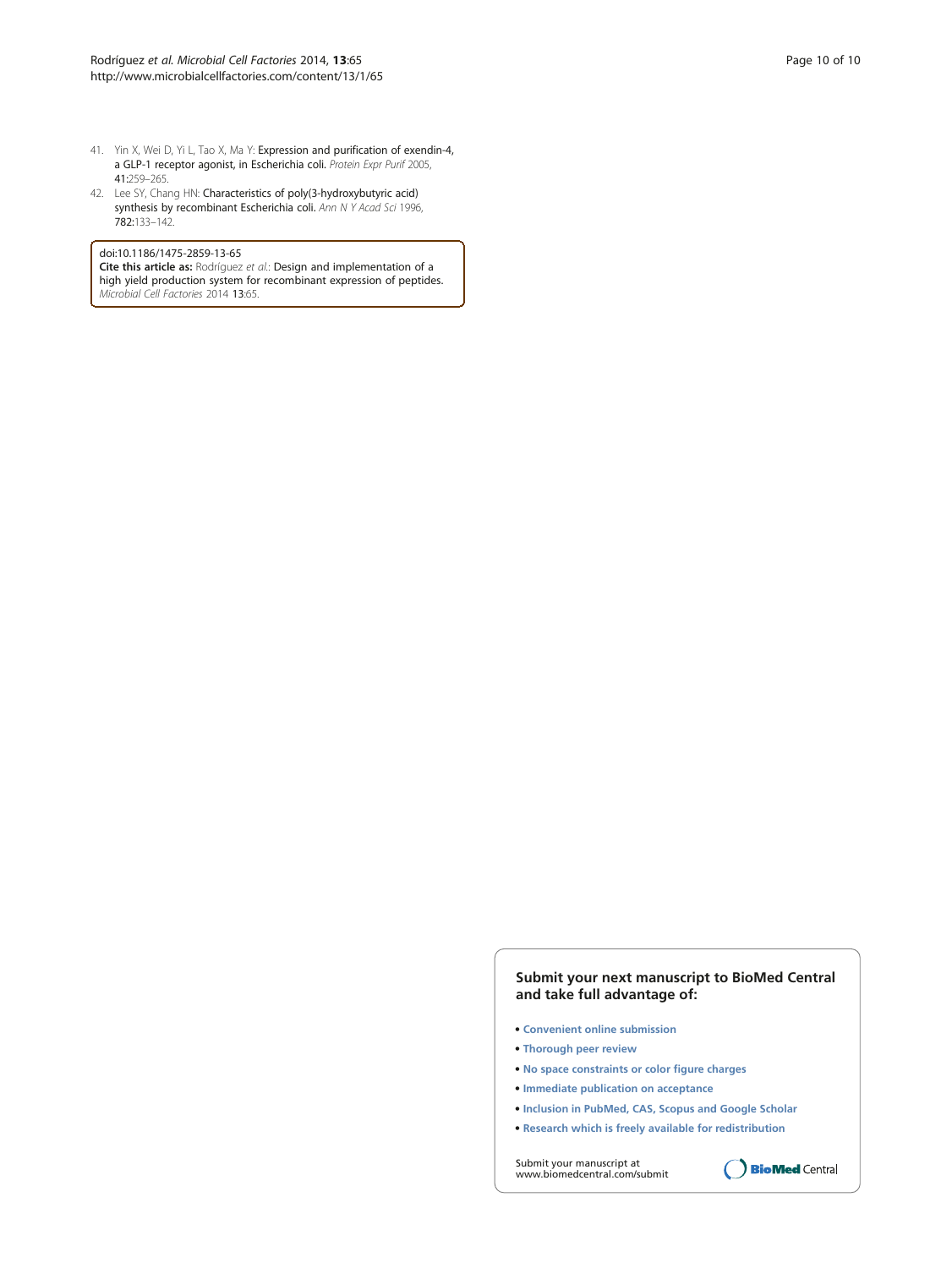41. Yin X, Wei D, Yi L, Tao X, Ma Y: **Expression and purification of exendin-4, a GLP-1 receptor agonist, in Escherichia coli.** *Protein Expr Purif* 2005, **41:**259–265.
42. Lee SY, Chang HN: **Characteristics of poly(3-hydroxybutyric acid) synthesis by recombinant Escherichia coli.** *Ann N Y Acad Sci* 1996, **782:**133–142.

doi:10.1186/1475-2859-13-65
**Cite this article as:** Rodríguez *et al.*: Design and implementation of a high yield production system for recombinant expression of peptides. *Microbial Cell Factories* 2014 **13**:65.

**Submit your next manuscript to BioMed Central and take full advantage of:**

- **Convenient online submission**
- **Thorough peer review**
- **No space constraints or color figure charges**
- **Immediate publication on acceptance**
- **Inclusion in PubMed, CAS, Scopus and Google Scholar**
- **Research which is freely available for redistribution**

Submit your manuscript at
www.biomedcentral.com/submit

BioMed Central